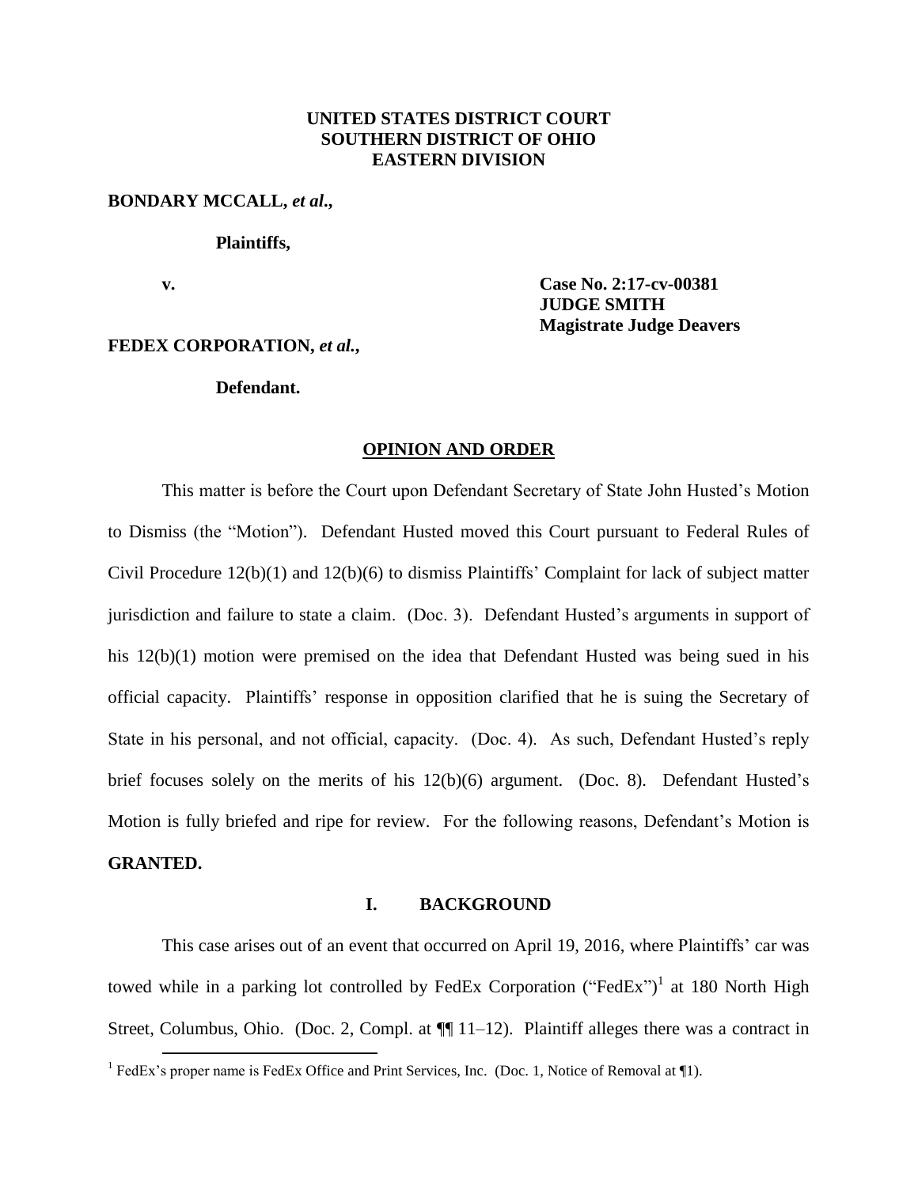**UNITED STATES DISTRICT COURT**
**SOUTHERN DISTRICT OF OHIO**
**EASTERN DIVISION**

**BONDARY MCCALL, *et al*.,**

**Plaintiffs,**

**v.**

**Case No. 2:17-cv-00381**
**JUDGE SMITH**
**Magistrate Judge Deavers**

**FEDEX CORPORATION, *et al.*,**

**Defendant.**

## OPINION AND ORDER

This matter is before the Court upon Defendant Secretary of State John Husted's Motion to Dismiss (the "Motion"). Defendant Husted moved this Court pursuant to Federal Rules of Civil Procedure 12(b)(1) and 12(b)(6) to dismiss Plaintiffs' Complaint for lack of subject matter jurisdiction and failure to state a claim. (Doc. 3). Defendant Husted's arguments in support of his 12(b)(1) motion were premised on the idea that Defendant Husted was being sued in his official capacity. Plaintiffs' response in opposition clarified that he is suing the Secretary of State in his personal, and not official, capacity. (Doc. 4). As such, Defendant Husted's reply brief focuses solely on the merits of his 12(b)(6) argument. (Doc. 8). Defendant Husted's Motion is fully briefed and ripe for review. For the following reasons, Defendant's Motion is **GRANTED.**

## I. BACKGROUND

This case arises out of an event that occurred on April 19, 2016, where Plaintiffs' car was towed while in a parking lot controlled by FedEx Corporation ("FedEx")[1] at 180 North High Street, Columbus, Ohio. (Doc. 2, Compl. at ¶¶ 11–12). Plaintiff alleges there was a contract in

[1] FedEx's proper name is FedEx Office and Print Services, Inc. (Doc. 1, Notice of Removal at ¶1).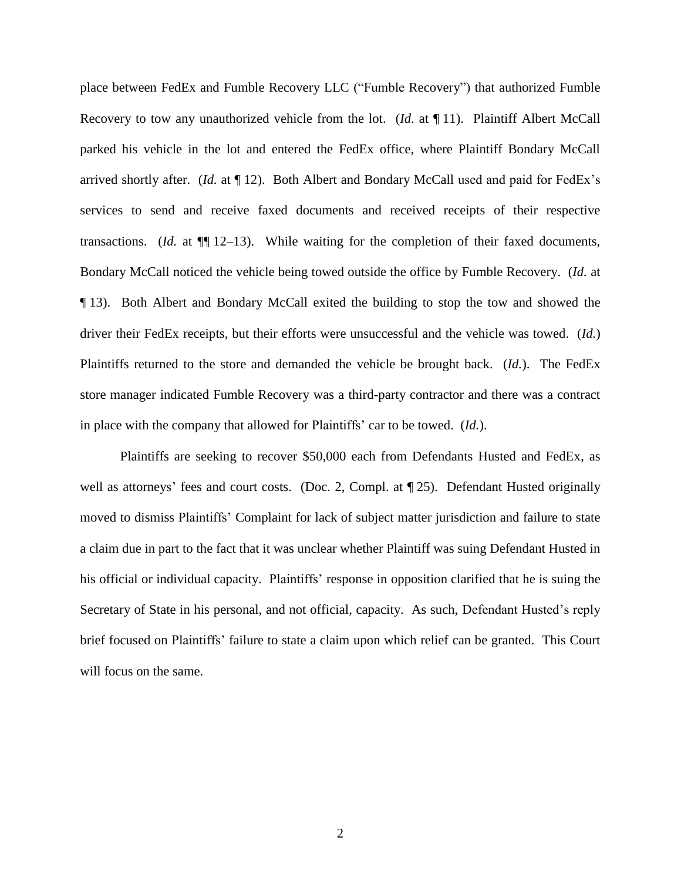place between FedEx and Fumble Recovery LLC ("Fumble Recovery") that authorized Fumble Recovery to tow any unauthorized vehicle from the lot. (*Id.* at ¶ 11). Plaintiff Albert McCall parked his vehicle in the lot and entered the FedEx office, where Plaintiff Bondary McCall arrived shortly after. (*Id.* at ¶ 12). Both Albert and Bondary McCall used and paid for FedEx's services to send and receive faxed documents and received receipts of their respective transactions. (*Id.* at ¶¶ 12–13). While waiting for the completion of their faxed documents, Bondary McCall noticed the vehicle being towed outside the office by Fumble Recovery. (*Id.* at ¶ 13). Both Albert and Bondary McCall exited the building to stop the tow and showed the driver their FedEx receipts, but their efforts were unsuccessful and the vehicle was towed. (*Id.*) Plaintiffs returned to the store and demanded the vehicle be brought back. (*Id.*). The FedEx store manager indicated Fumble Recovery was a third-party contractor and there was a contract in place with the company that allowed for Plaintiffs' car to be towed. (*Id.*).

Plaintiffs are seeking to recover $50,000 each from Defendants Husted and FedEx, as well as attorneys' fees and court costs. (Doc. 2, Compl. at ¶ 25). Defendant Husted originally moved to dismiss Plaintiffs' Complaint for lack of subject matter jurisdiction and failure to state a claim due in part to the fact that it was unclear whether Plaintiff was suing Defendant Husted in his official or individual capacity. Plaintiffs' response in opposition clarified that he is suing the Secretary of State in his personal, and not official, capacity. As such, Defendant Husted's reply brief focused on Plaintiffs' failure to state a claim upon which relief can be granted. This Court will focus on the same.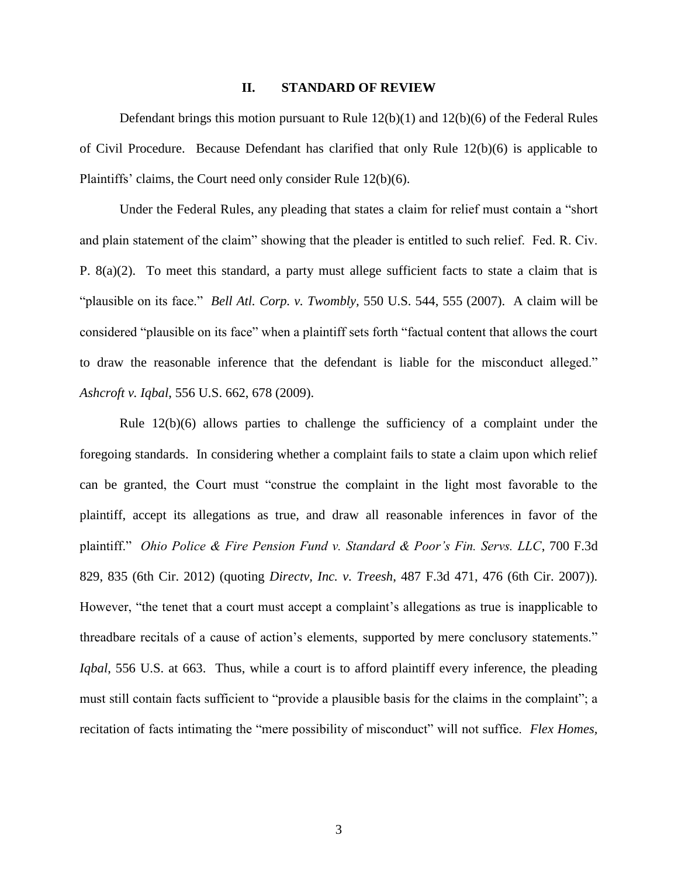## II. STANDARD OF REVIEW

Defendant brings this motion pursuant to Rule 12(b)(1) and 12(b)(6) of the Federal Rules of Civil Procedure. Because Defendant has clarified that only Rule 12(b)(6) is applicable to Plaintiffs' claims, the Court need only consider Rule 12(b)(6).

Under the Federal Rules, any pleading that states a claim for relief must contain a "short and plain statement of the claim" showing that the pleader is entitled to such relief. Fed. R. Civ. P. 8(a)(2). To meet this standard, a party must allege sufficient facts to state a claim that is "plausible on its face." *Bell Atl. Corp. v. Twombly,* 550 U.S. 544, 555 (2007). A claim will be considered "plausible on its face" when a plaintiff sets forth "factual content that allows the court to draw the reasonable inference that the defendant is liable for the misconduct alleged." *Ashcroft v. Iqbal*, 556 U.S. 662, 678 (2009).

Rule 12(b)(6) allows parties to challenge the sufficiency of a complaint under the foregoing standards. In considering whether a complaint fails to state a claim upon which relief can be granted, the Court must "construe the complaint in the light most favorable to the plaintiff, accept its allegations as true, and draw all reasonable inferences in favor of the plaintiff." *Ohio Police & Fire Pension Fund v. Standard & Poor's Fin. Servs. LLC*, 700 F.3d 829, 835 (6th Cir. 2012) (quoting *Directv, Inc. v. Treesh*, 487 F.3d 471, 476 (6th Cir. 2007)). However, "the tenet that a court must accept a complaint's allegations as true is inapplicable to threadbare recitals of a cause of action's elements, supported by mere conclusory statements." *Iqbal*, 556 U.S. at 663. Thus, while a court is to afford plaintiff every inference, the pleading must still contain facts sufficient to "provide a plausible basis for the claims in the complaint"; a recitation of facts intimating the "mere possibility of misconduct" will not suffice. *Flex Homes,*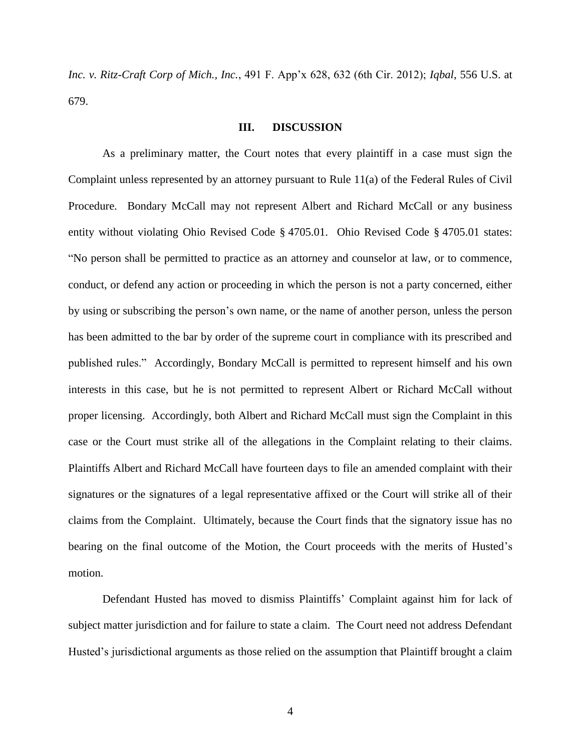*Inc. v. Ritz-Craft Corp of Mich., Inc.*, 491 F. App'x 628, 632 (6th Cir. 2012); *Iqbal*, 556 U.S. at 679.

## III. DISCUSSION

As a preliminary matter, the Court notes that every plaintiff in a case must sign the Complaint unless represented by an attorney pursuant to Rule 11(a) of the Federal Rules of Civil Procedure. Bondary McCall may not represent Albert and Richard McCall or any business entity without violating Ohio Revised Code § 4705.01. Ohio Revised Code § 4705.01 states: "No person shall be permitted to practice as an attorney and counselor at law, or to commence, conduct, or defend any action or proceeding in which the person is not a party concerned, either by using or subscribing the person's own name, or the name of another person, unless the person has been admitted to the bar by order of the supreme court in compliance with its prescribed and published rules." Accordingly, Bondary McCall is permitted to represent himself and his own interests in this case, but he is not permitted to represent Albert or Richard McCall without proper licensing. Accordingly, both Albert and Richard McCall must sign the Complaint in this case or the Court must strike all of the allegations in the Complaint relating to their claims. Plaintiffs Albert and Richard McCall have fourteen days to file an amended complaint with their signatures or the signatures of a legal representative affixed or the Court will strike all of their claims from the Complaint. Ultimately, because the Court finds that the signatory issue has no bearing on the final outcome of the Motion, the Court proceeds with the merits of Husted's motion.

Defendant Husted has moved to dismiss Plaintiffs' Complaint against him for lack of subject matter jurisdiction and for failure to state a claim. The Court need not address Defendant Husted's jurisdictional arguments as those relied on the assumption that Plaintiff brought a claim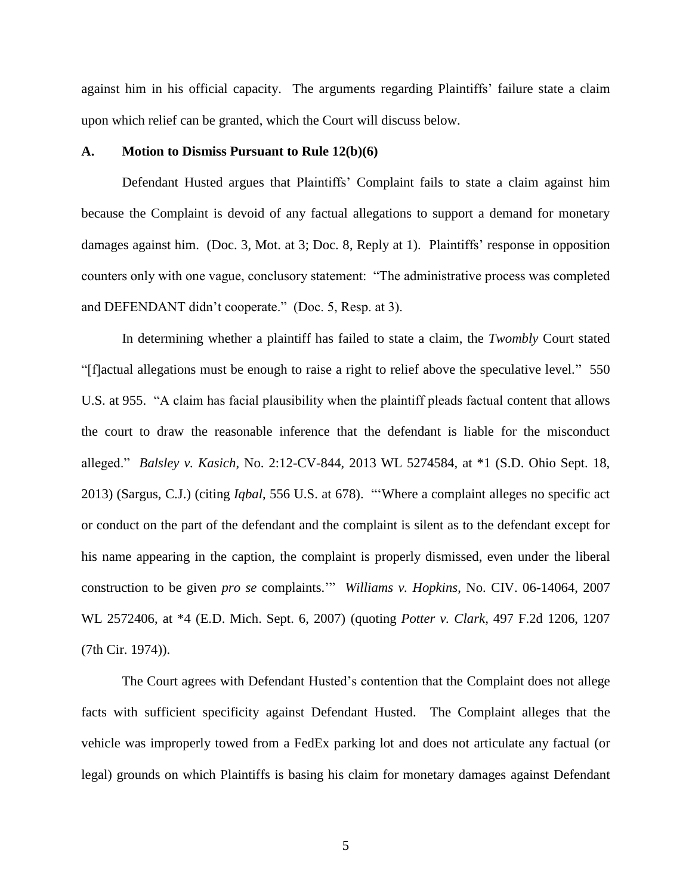against him in his official capacity. The arguments regarding Plaintiffs' failure state a claim upon which relief can be granted, which the Court will discuss below.

### A. Motion to Dismiss Pursuant to Rule 12(b)(6)

Defendant Husted argues that Plaintiffs' Complaint fails to state a claim against him because the Complaint is devoid of any factual allegations to support a demand for monetary damages against him. (Doc. 3, Mot. at 3; Doc. 8, Reply at 1). Plaintiffs' response in opposition counters only with one vague, conclusory statement: "The administrative process was completed and DEFENDANT didn't cooperate." (Doc. 5, Resp. at 3).

In determining whether a plaintiff has failed to state a claim, the *Twombly* Court stated "[f]actual allegations must be enough to raise a right to relief above the speculative level." 550 U.S. at 955. "A claim has facial plausibility when the plaintiff pleads factual content that allows the court to draw the reasonable inference that the defendant is liable for the misconduct alleged." *Balsley v. Kasich*, No. 2:12-CV-844, 2013 WL 5274584, at *1 (S.D. Ohio Sept. 18, 2013) (Sargus, C.J.) (citing *Iqbal*, 556 U.S. at 678). "'Where a complaint alleges no specific act or conduct on the part of the defendant and the complaint is silent as to the defendant except for his name appearing in the caption, the complaint is properly dismissed, even under the liberal construction to be given *pro se* complaints.'" *Williams v. Hopkins*, No. CIV. 06-14064, 2007 WL 2572406, at *4 (E.D. Mich. Sept. 6, 2007) (quoting *Potter v. Clark*, 497 F.2d 1206, 1207 (7th Cir. 1974)).

The Court agrees with Defendant Husted's contention that the Complaint does not allege facts with sufficient specificity against Defendant Husted. The Complaint alleges that the vehicle was improperly towed from a FedEx parking lot and does not articulate any factual (or legal) grounds on which Plaintiffs is basing his claim for monetary damages against Defendant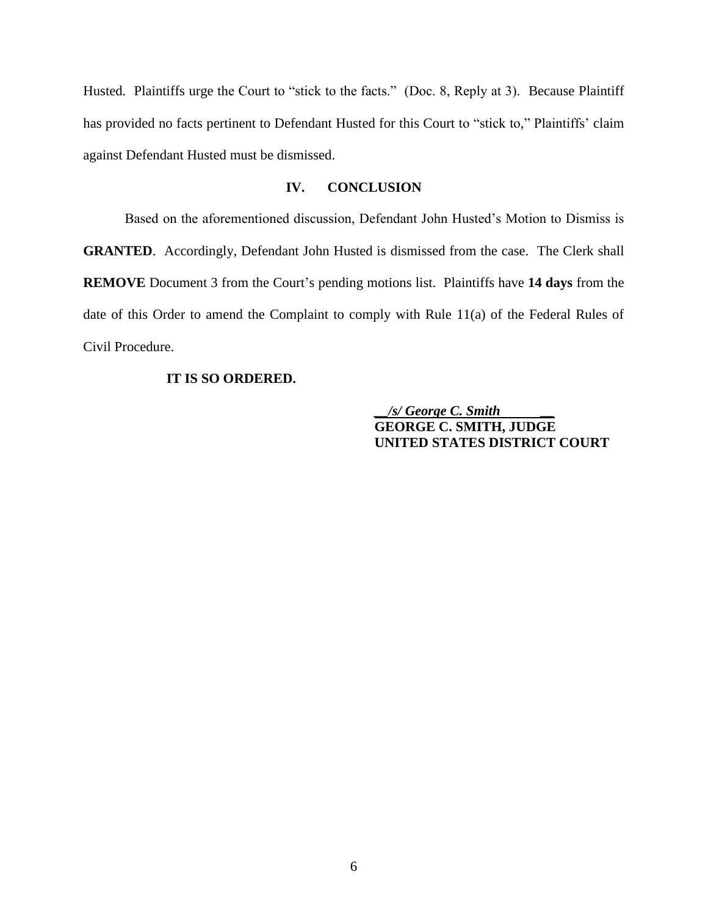Husted. Plaintiffs urge the Court to "stick to the facts." (Doc. 8, Reply at 3). Because Plaintiff has provided no facts pertinent to Defendant Husted for this Court to "stick to," Plaintiffs' claim against Defendant Husted must be dismissed.

## IV. CONCLUSION

Based on the aforementioned discussion, Defendant John Husted's Motion to Dismiss is **GRANTED**. Accordingly, Defendant John Husted is dismissed from the case. The Clerk shall **REMOVE** Document 3 from the Court's pending motions list. Plaintiffs have **14 days** from the date of this Order to amend the Complaint to comply with Rule 11(a) of the Federal Rules of Civil Procedure.

**IT IS SO ORDERED.**

***/s/ George C. Smith***
**GEORGE C. SMITH, JUDGE**
**UNITED STATES DISTRICT COURT**